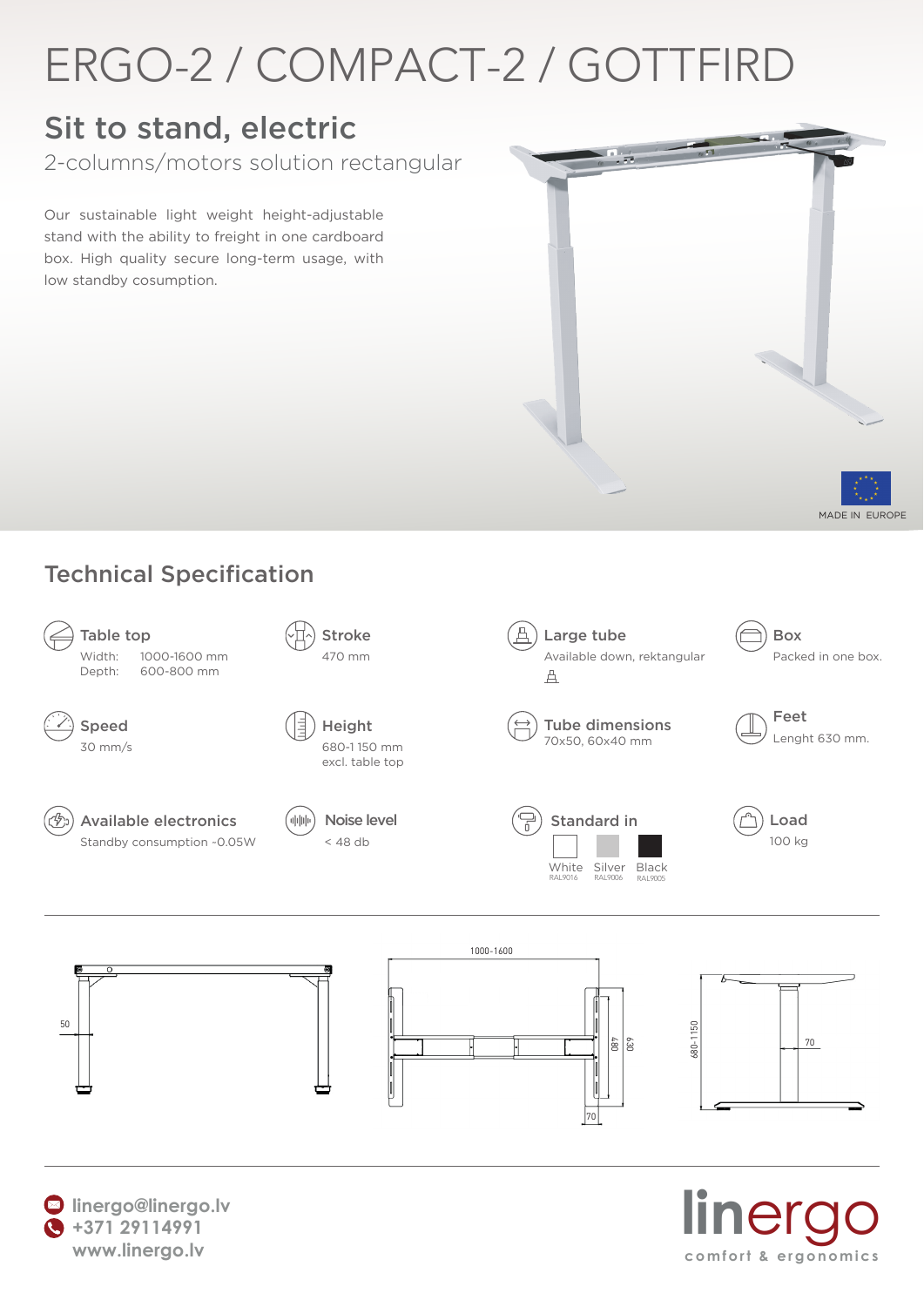# ERGO-2 / COMPACT-2 / GOTTFIRD

## Sit to stand, electric

2-columns/motors solution rectangular

Our sustainable light weight height-adjustable stand with the ability to freight in one cardboard box. High quality secure long-term usage, with low standby cosumption.

MADE IN EUROPE

## Technical Specification

**Table top**
Width: 1000-1600 mm
Depth: 600-800 mm

**Stroke**
470 mm

**Large tube**
Available down, rektangular

**Box**
Packed in one box.

**Speed**
30 mm/s

**Height**
680-1 150 mm
excl. table top

**Tube dimensions**
70x50, 60x40 mm

**Feet**
Lenght 630 mm.

**Available electronics**
Standby consumption -0.05W

**Noise level**
< 48 db

**Standard in**
White RAL9016 | Silver RAL9006 | Black RAL9005

**Load**
100 kg

50

1000-1600

480

630

70

680-1150

70

linergo@linergo.lv
+371 29114991
www.linergo.lv

linergo
comfort & ergonomics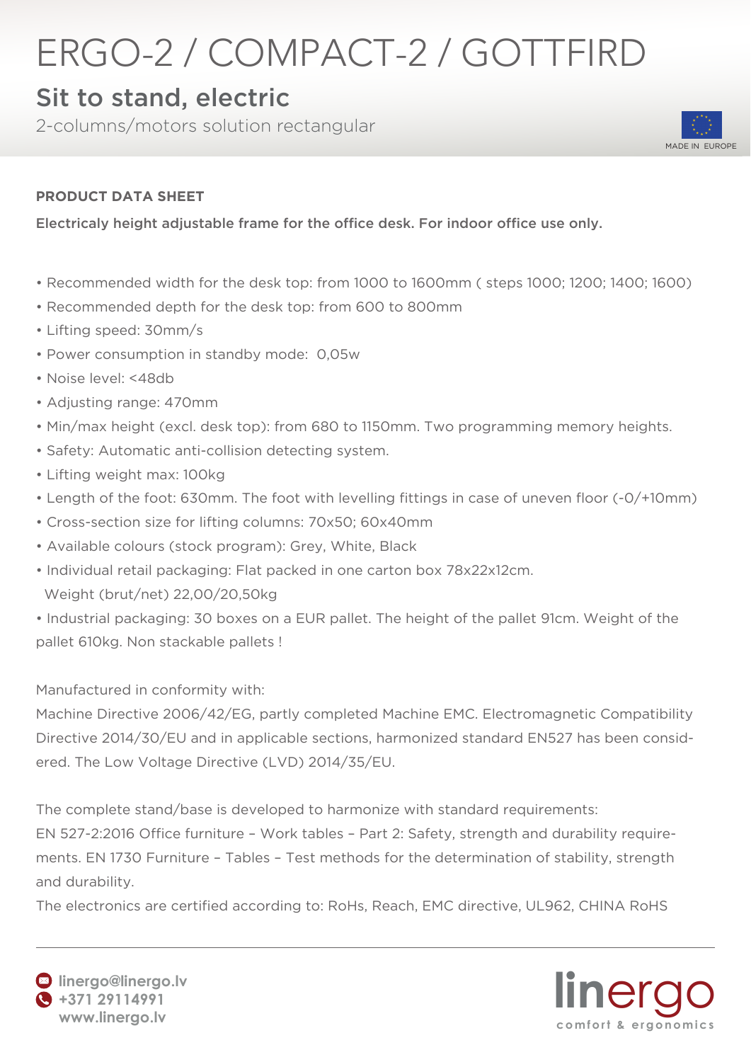# ERGO-2 / COMPACT-2 / GOTTFIRD

## Sit to stand, electric

2-columns/motors solution rectangular

MADE IN EUROPE

**PRODUCT DATA SHEET**

**Electricaly height adjustable frame for the office desk. For indoor office use only.**

- Recommended width for the desk top: from 1000 to 1600mm ( steps 1000; 1200; 1400; 1600)
- Recommended depth for the desk top: from 600 to 800mm
- Lifting speed: 30mm/s
- Power consumption in standby mode: 0,05w
- Noise level: <48db
- Adjusting range: 470mm
- Min/max height (excl. desk top): from 680 to 1150mm. Two programming memory heights.
- Safety: Automatic anti-collision detecting system.
- Lifting weight max: 100kg
- Length of the foot: 630mm. The foot with levelling fittings in case of uneven floor (-0/+10mm)
- Cross-section size for lifting columns: 70x50; 60x40mm
- Available colours (stock program): Grey, White, Black
- Individual retail packaging: Flat packed in one carton box 78x22x12cm. Weight (brut/net) 22,00/20,50kg
- Industrial packaging: 30 boxes on a EUR pallet. The height of the pallet 91cm. Weight of the pallet 610kg. Non stackable pallets !

Manufactured in conformity with:
Machine Directive 2006/42/EG, partly completed Machine EMC. Electromagnetic Compatibility Directive 2014/30/EU and in applicable sections, harmonized standard EN527 has been considered. The Low Voltage Directive (LVD) 2014/35/EU.

The complete stand/base is developed to harmonize with standard requirements:
EN 527-2:2016 Office furniture – Work tables – Part 2: Safety, strength and durability requirements. EN 1730 Furniture – Tables – Test methods for the determination of stability, strength and durability.
The electronics are certified according to: RoHs, Reach, EMC directive, UL962, CHINA RoHS

linergo@linergo.lv
+371 29114991
www.linergo.lv

linergo
comfort & ergonomics